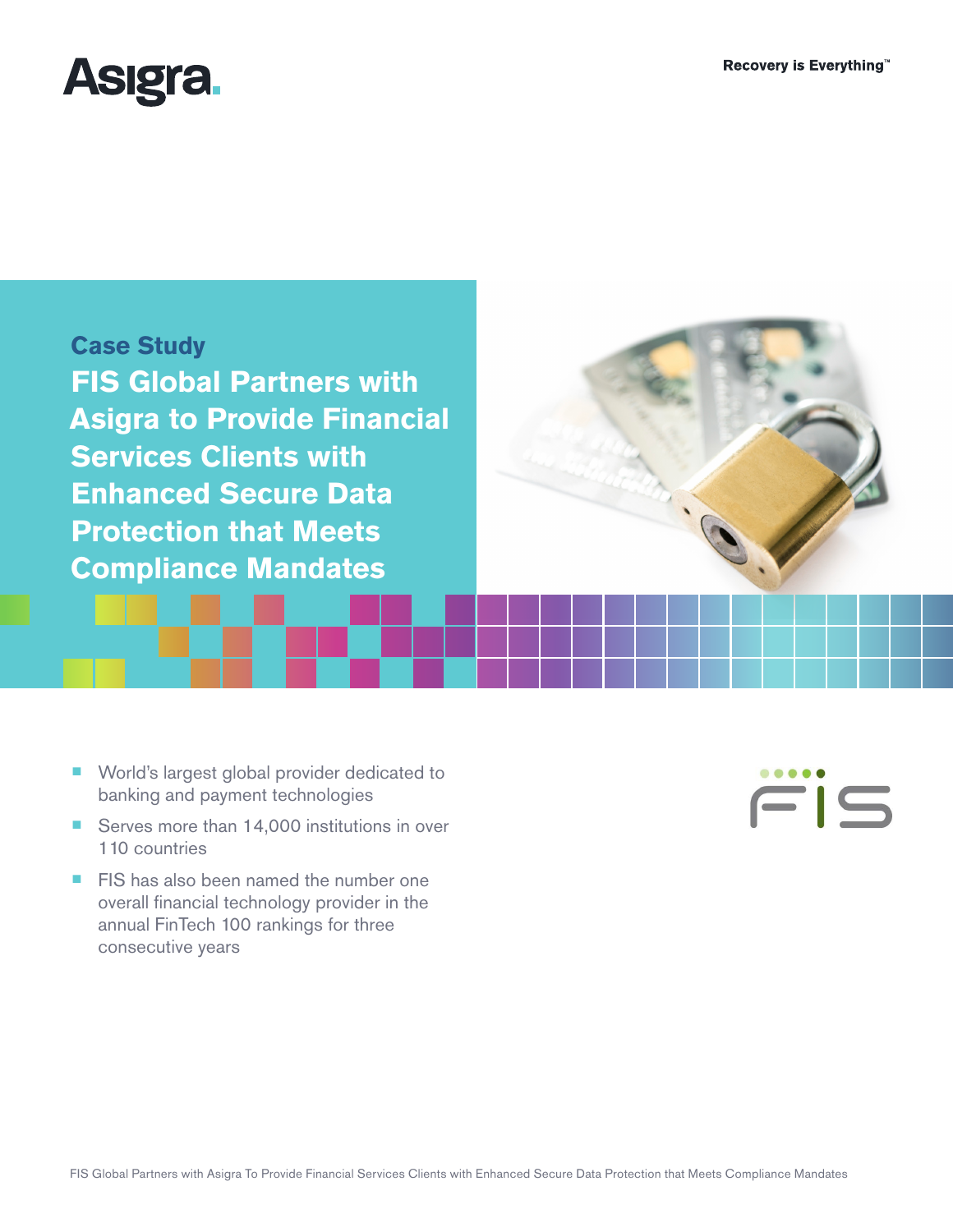Asigra

Recovery is Everything™

## Case Study

# FIS Global Partners with Asigra to Provide Financial Services Clients with Enhanced Secure Data Protection that Meets Compliance Mandates

- World's largest global provider dedicated to banking and payment technologies
- Serves more than 14,000 institutions in over 110 countries
- FIS has also been named the number one overall financial technology provider in the annual FinTech 100 rankings for three consecutive years

FIS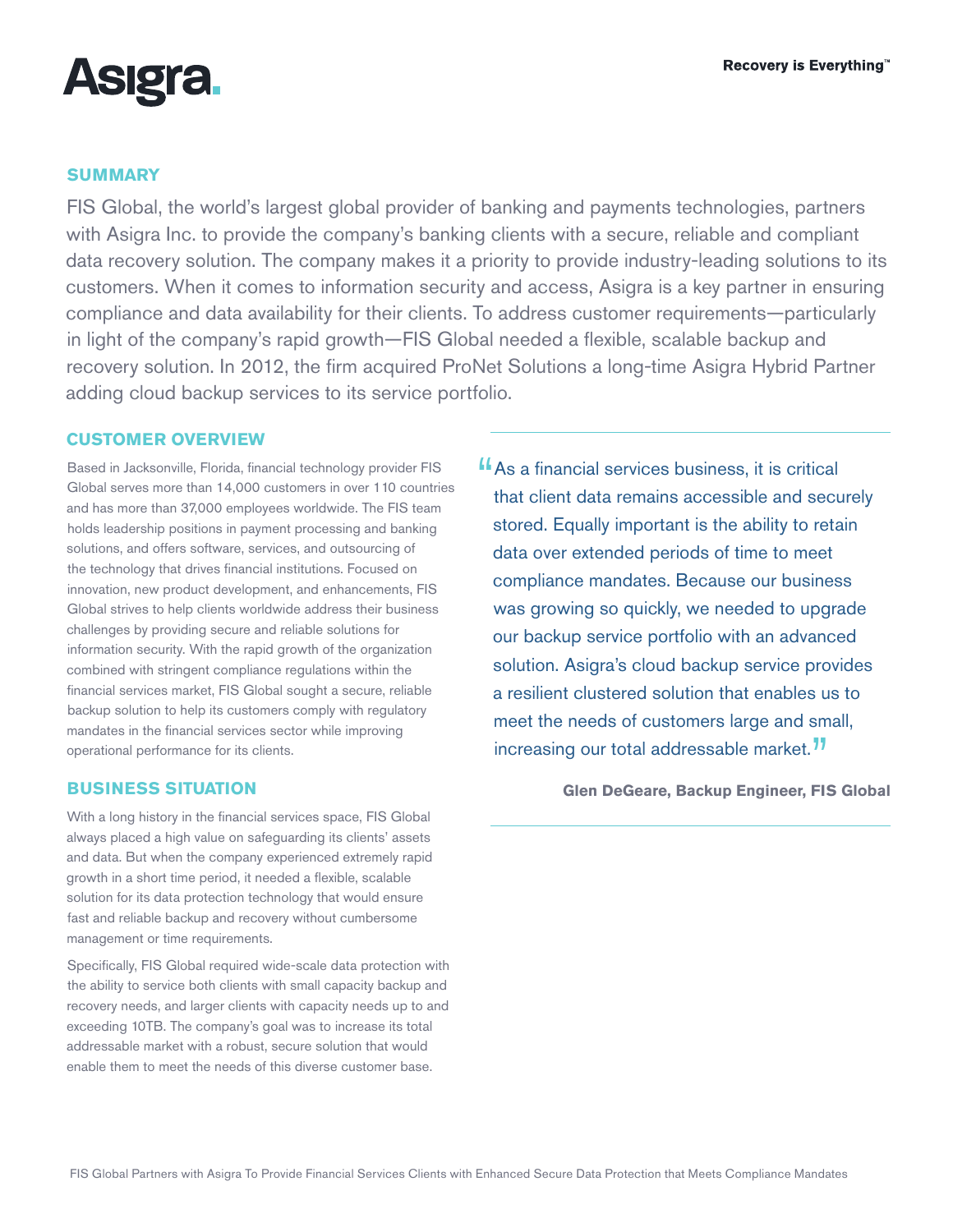## SUMMARY

FIS Global, the world's largest global provider of banking and payments technologies, partners with Asigra Inc. to provide the company's banking clients with a secure, reliable and compliant data recovery solution. The company makes it a priority to provide industry-leading solutions to its customers. When it comes to information security and access, Asigra is a key partner in ensuring compliance and data availability for their clients. To address customer requirements—particularly in light of the company's rapid growth—FIS Global needed a flexible, scalable backup and recovery solution. In 2012, the firm acquired ProNet Solutions a long-time Asigra Hybrid Partner adding cloud backup services to its service portfolio.

## CUSTOMER OVERVIEW

Based in Jacksonville, Florida, financial technology provider FIS Global serves more than 14,000 customers in over 110 countries and has more than 37,000 employees worldwide. The FIS team holds leadership positions in payment processing and banking solutions, and offers software, services, and outsourcing of the technology that drives financial institutions. Focused on innovation, new product development, and enhancements, FIS Global strives to help clients worldwide address their business challenges by providing secure and reliable solutions for information security. With the rapid growth of the organization combined with stringent compliance regulations within the financial services market, FIS Global sought a secure, reliable backup solution to help its customers comply with regulatory mandates in the financial services sector while improving operational performance for its clients.

## BUSINESS SITUATION

With a long history in the financial services space, FIS Global always placed a high value on safeguarding its clients' assets and data. But when the company experienced extremely rapid growth in a short time period, it needed a flexible, scalable solution for its data protection technology that would ensure fast and reliable backup and recovery without cumbersome management or time requirements.

Specifically, FIS Global required wide-scale data protection with the ability to service both clients with small capacity backup and recovery needs, and larger clients with capacity needs up to and exceeding 10TB. The company's goal was to increase its total addressable market with a robust, secure solution that would enable them to meet the needs of this diverse customer base.

> "As a financial services business, it is critical that client data remains accessible and securely stored. Equally important is the ability to retain data over extended periods of time to meet compliance mandates. Because our business was growing so quickly, we needed to upgrade our backup service portfolio with an advanced solution. Asigra's cloud backup service provides a resilient clustered solution that enables us to meet the needs of customers large and small, increasing our total addressable market."
>
> **Glen DeGeare, Backup Engineer, FIS Global**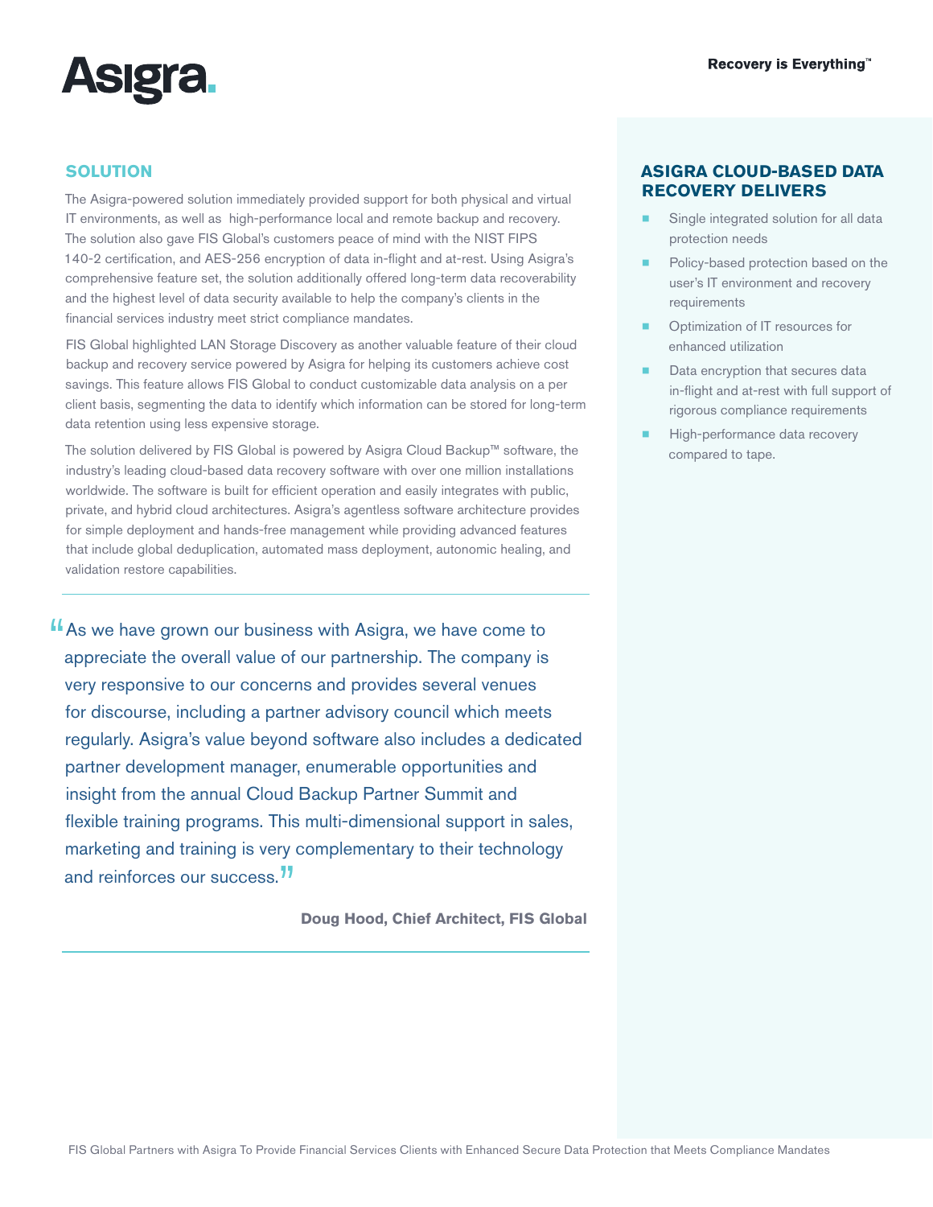## SOLUTION

The Asigra-powered solution immediately provided support for both physical and virtual IT environments, as well as high-performance local and remote backup and recovery. The solution also gave FIS Global's customers peace of mind with the NIST FIPS 140-2 certification, and AES-256 encryption of data in-flight and at-rest. Using Asigra's comprehensive feature set, the solution additionally offered long-term data recoverability and the highest level of data security available to help the company's clients in the financial services industry meet strict compliance mandates.

FIS Global highlighted LAN Storage Discovery as another valuable feature of their cloud backup and recovery service powered by Asigra for helping its customers achieve cost savings. This feature allows FIS Global to conduct customizable data analysis on a per client basis, segmenting the data to identify which information can be stored for long-term data retention using less expensive storage.

The solution delivered by FIS Global is powered by Asigra Cloud Backup™ software, the industry's leading cloud-based data recovery software with over one million installations worldwide. The software is built for efficient operation and easily integrates with public, private, and hybrid cloud architectures. Asigra's agentless software architecture provides for simple deployment and hands-free management while providing advanced features that include global deduplication, automated mass deployment, autonomic healing, and validation restore capabilities.

> "As we have grown our business with Asigra, we have come to appreciate the overall value of our partnership. The company is very responsive to our concerns and provides several venues for discourse, including a partner advisory council which meets regularly. Asigra's value beyond software also includes a dedicated partner development manager, enumerable opportunities and insight from the annual Cloud Backup Partner Summit and flexible training programs. This multi-dimensional support in sales, marketing and training is very complementary to their technology and reinforces our success."
>
> **Doug Hood, Chief Architect, FIS Global**

## ASIGRA CLOUD-BASED DATA RECOVERY DELIVERS

- Single integrated solution for all data protection needs
- Policy-based protection based on the user's IT environment and recovery requirements
- Optimization of IT resources for enhanced utilization
- Data encryption that secures data in-flight and at-rest with full support of rigorous compliance requirements
- High-performance data recovery compared to tape.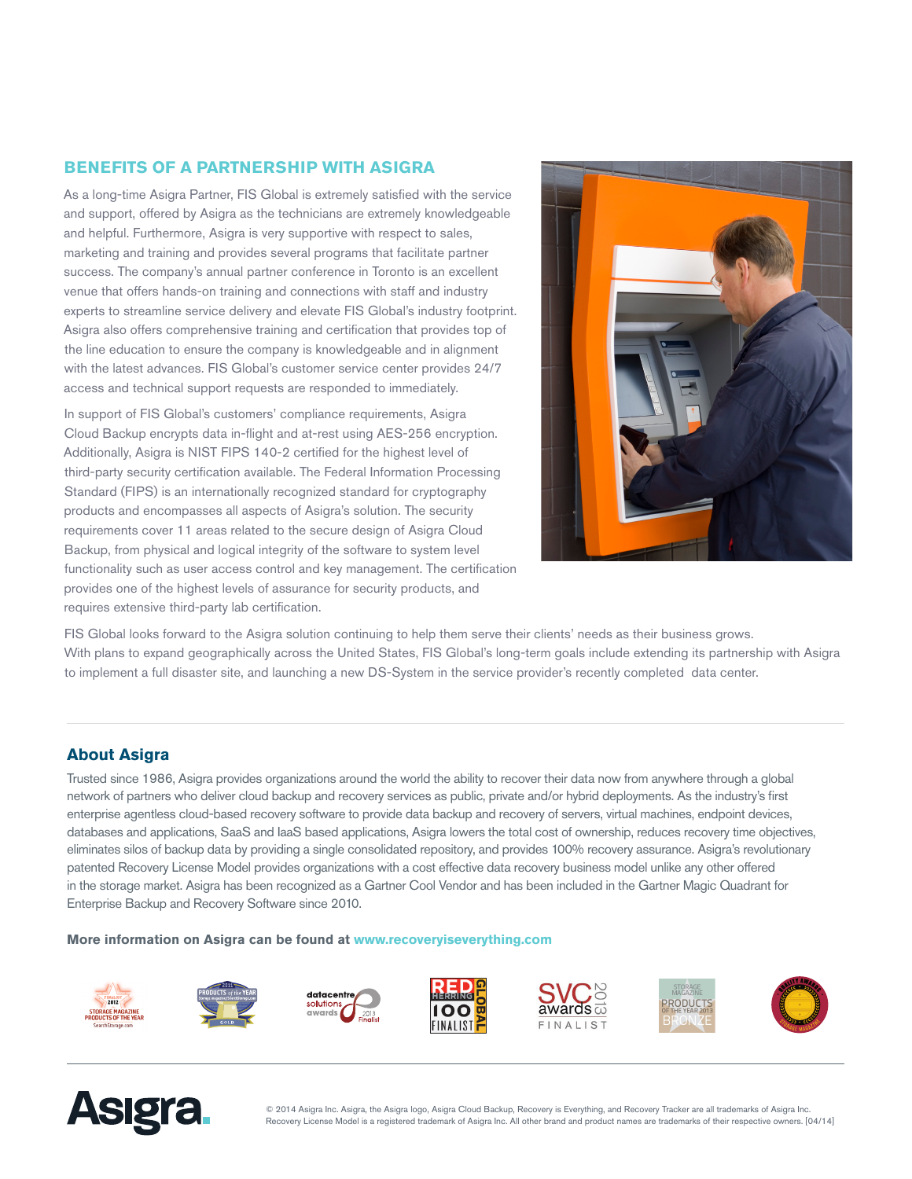## BENEFITS OF A PARTNERSHIP WITH ASIGRA

As a long-time Asigra Partner, FIS Global is extremely satisfied with the service and support, offered by Asigra as the technicians are extremely knowledgeable and helpful. Furthermore, Asigra is very supportive with respect to sales, marketing and training and provides several programs that facilitate partner success. The company's annual partner conference in Toronto is an excellent venue that offers hands-on training and connections with staff and industry experts to streamline service delivery and elevate FIS Global's industry footprint. Asigra also offers comprehensive training and certification that provides top of the line education to ensure the company is knowledgeable and in alignment with the latest advances. FIS Global's customer service center provides 24/7 access and technical support requests are responded to immediately.

In support of FIS Global's customers' compliance requirements, Asigra Cloud Backup encrypts data in-flight and at-rest using AES-256 encryption. Additionally, Asigra is NIST FIPS 140-2 certified for the highest level of third-party security certification available. The Federal Information Processing Standard (FIPS) is an internationally recognized standard for cryptography products and encompasses all aspects of Asigra's solution. The security requirements cover 11 areas related to the secure design of Asigra Cloud Backup, from physical and logical integrity of the software to system level functionality such as user access control and key management. The certification provides one of the highest levels of assurance for security products, and requires extensive third-party lab certification.

FIS Global looks forward to the Asigra solution continuing to help them serve their clients' needs as their business grows. With plans to expand geographically across the United States, FIS Global's long-term goals include extending its partnership with Asigra to implement a full disaster site, and launching a new DS-System in the service provider's recently completed data center.

## About Asigra

Trusted since 1986, Asigra provides organizations around the world the ability to recover their data now from anywhere through a global network of partners who deliver cloud backup and recovery services as public, private and/or hybrid deployments. As the industry's first enterprise agentless cloud-based recovery software to provide data backup and recovery of servers, virtual machines, endpoint devices, databases and applications, SaaS and IaaS based applications, Asigra lowers the total cost of ownership, reduces recovery time objectives, eliminates silos of backup data by providing a single consolidated repository, and provides 100% recovery assurance. Asigra's revolutionary patented Recovery License Model provides organizations with a cost effective data recovery business model unlike any other offered in the storage market. Asigra has been recognized as a Gartner Cool Vendor and has been included in the Gartner Magic Quadrant for Enterprise Backup and Recovery Software since 2010.

**More information on Asigra can be found at www.recoveryiseverything.com**

Asigra.

© 2014 Asigra Inc. Asigra, the Asigra logo, Asigra Cloud Backup, Recovery is Everything, and Recovery Tracker are all trademarks of Asigra Inc. Recovery License Model is a registered trademark of Asigra Inc. All other brand and product names are trademarks of their respective owners. [04/14]